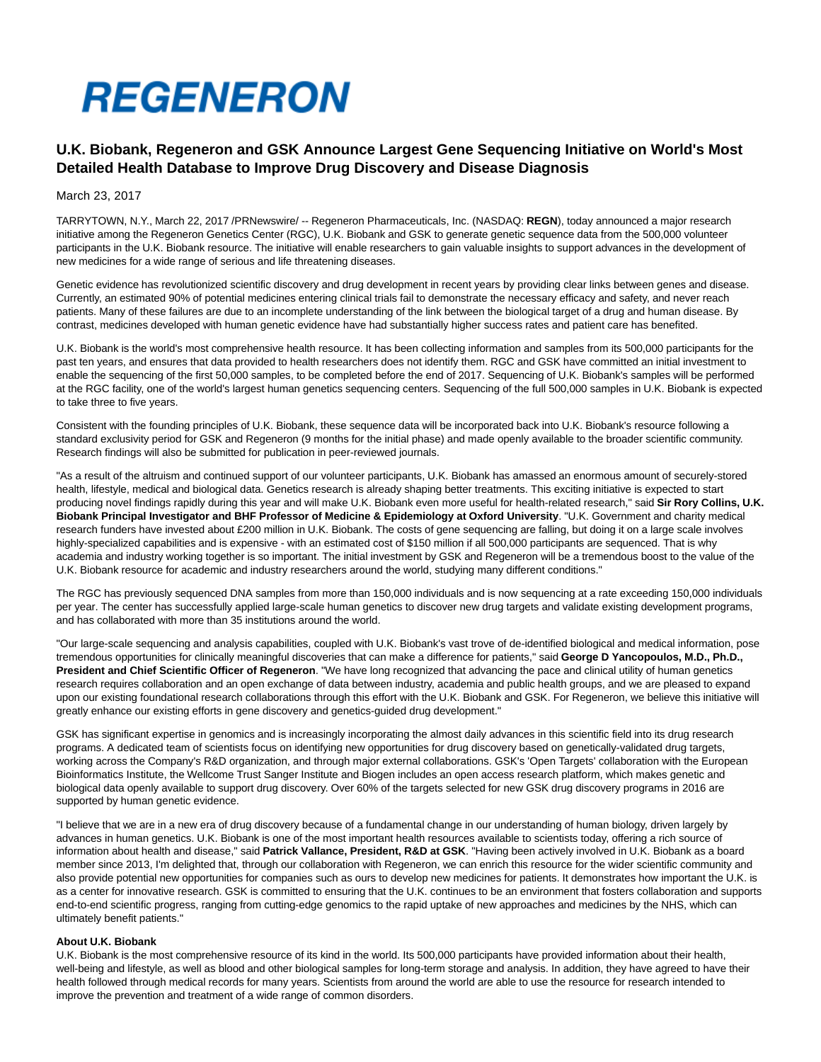# REGENERON

## U.K. Biobank, Regeneron and GSK Announce Largest Gene Sequencing Initiative on World's Most Detailed Health Database to Improve Drug Discovery and Disease Diagnosis

March 23, 2017

TARRYTOWN, N.Y., March 22, 2017 /PRNewswire/ -- Regeneron Pharmaceuticals, Inc. (NASDAQ: **REGN**), today announced a major research initiative among the Regeneron Genetics Center (RGC), U.K. Biobank and GSK to generate genetic sequence data from the 500,000 volunteer participants in the U.K. Biobank resource. The initiative will enable researchers to gain valuable insights to support advances in the development of new medicines for a wide range of serious and life threatening diseases.

Genetic evidence has revolutionized scientific discovery and drug development in recent years by providing clear links between genes and disease. Currently, an estimated 90% of potential medicines entering clinical trials fail to demonstrate the necessary efficacy and safety, and never reach patients. Many of these failures are due to an incomplete understanding of the link between the biological target of a drug and human disease. By contrast, medicines developed with human genetic evidence have had substantially higher success rates and patient care has benefited.

U.K. Biobank is the world's most comprehensive health resource. It has been collecting information and samples from its 500,000 participants for the past ten years, and ensures that data provided to health researchers does not identify them. RGC and GSK have committed an initial investment to enable the sequencing of the first 50,000 samples, to be completed before the end of 2017. Sequencing of U.K. Biobank's samples will be performed at the RGC facility, one of the world's largest human genetics sequencing centers. Sequencing of the full 500,000 samples in U.K. Biobank is expected to take three to five years.

Consistent with the founding principles of U.K. Biobank, these sequence data will be incorporated back into U.K. Biobank's resource following a standard exclusivity period for GSK and Regeneron (9 months for the initial phase) and made openly available to the broader scientific community. Research findings will also be submitted for publication in peer-reviewed journals.

"As a result of the altruism and continued support of our volunteer participants, U.K. Biobank has amassed an enormous amount of securely-stored health, lifestyle, medical and biological data. Genetics research is already shaping better treatments. This exciting initiative is expected to start producing novel findings rapidly during this year and will make U.K. Biobank even more useful for health-related research," said **Sir Rory Collins, U.K. Biobank Principal Investigator and BHF Professor of Medicine & Epidemiology at Oxford University**. "U.K. Government and charity medical research funders have invested about £200 million in U.K. Biobank. The costs of gene sequencing are falling, but doing it on a large scale involves highly-specialized capabilities and is expensive - with an estimated cost of $150 million if all 500,000 participants are sequenced. That is why academia and industry working together is so important. The initial investment by GSK and Regeneron will be a tremendous boost to the value of the U.K. Biobank resource for academic and industry researchers around the world, studying many different conditions."

The RGC has previously sequenced DNA samples from more than 150,000 individuals and is now sequencing at a rate exceeding 150,000 individuals per year. The center has successfully applied large-scale human genetics to discover new drug targets and validate existing development programs, and has collaborated with more than 35 institutions around the world.

"Our large-scale sequencing and analysis capabilities, coupled with U.K. Biobank's vast trove of de-identified biological and medical information, pose tremendous opportunities for clinically meaningful discoveries that can make a difference for patients," said **George D Yancopoulos, M.D., Ph.D., President and Chief Scientific Officer of Regeneron**. "We have long recognized that advancing the pace and clinical utility of human genetics research requires collaboration and an open exchange of data between industry, academia and public health groups, and we are pleased to expand upon our existing foundational research collaborations through this effort with the U.K. Biobank and GSK. For Regeneron, we believe this initiative will greatly enhance our existing efforts in gene discovery and genetics-guided drug development."

GSK has significant expertise in genomics and is increasingly incorporating the almost daily advances in this scientific field into its drug research programs. A dedicated team of scientists focus on identifying new opportunities for drug discovery based on genetically-validated drug targets, working across the Company's R&D organization, and through major external collaborations. GSK's 'Open Targets' collaboration with the European Bioinformatics Institute, the Wellcome Trust Sanger Institute and Biogen includes an open access research platform, which makes genetic and biological data openly available to support drug discovery. Over 60% of the targets selected for new GSK drug discovery programs in 2016 are supported by human genetic evidence.

"I believe that we are in a new era of drug discovery because of a fundamental change in our understanding of human biology, driven largely by advances in human genetics. U.K. Biobank is one of the most important health resources available to scientists today, offering a rich source of information about health and disease," said **Patrick Vallance, President, R&D at GSK**. "Having been actively involved in U.K. Biobank as a board member since 2013, I'm delighted that, through our collaboration with Regeneron, we can enrich this resource for the wider scientific community and also provide potential new opportunities for companies such as ours to develop new medicines for patients. It demonstrates how important the U.K. is as a center for innovative research. GSK is committed to ensuring that the U.K. continues to be an environment that fosters collaboration and supports end-to-end scientific progress, ranging from cutting-edge genomics to the rapid uptake of new approaches and medicines by the NHS, which can ultimately benefit patients."

**About U.K. Biobank**

U.K. Biobank is the most comprehensive resource of its kind in the world. Its 500,000 participants have provided information about their health, well-being and lifestyle, as well as blood and other biological samples for long-term storage and analysis. In addition, they have agreed to have their health followed through medical records for many years. Scientists from around the world are able to use the resource for research intended to improve the prevention and treatment of a wide range of common disorders.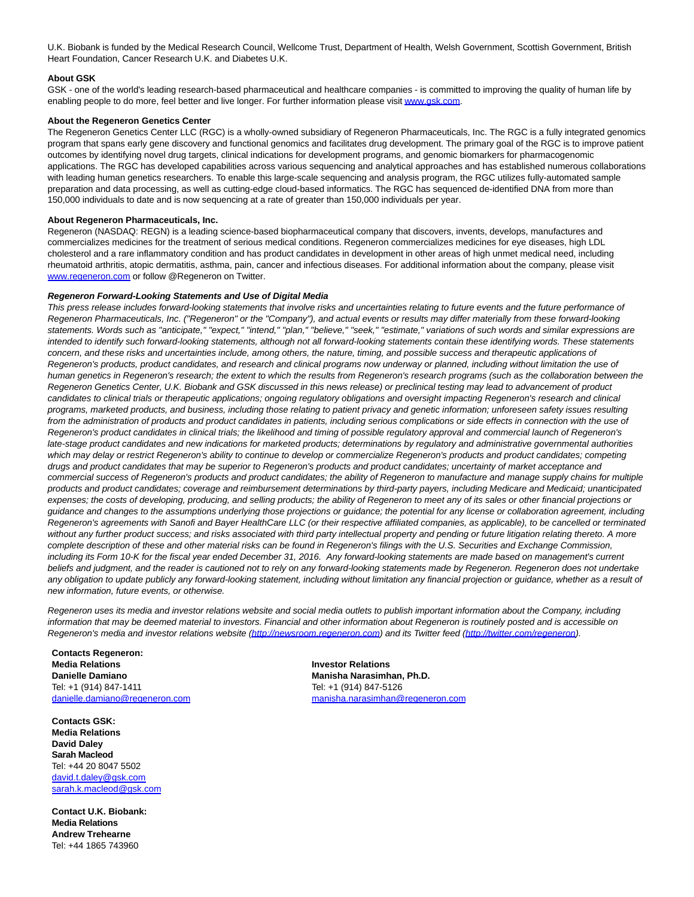U.K. Biobank is funded by the Medical Research Council, Wellcome Trust, Department of Health, Welsh Government, Scottish Government, British Heart Foundation, Cancer Research U.K. and Diabetes U.K.

**About GSK**

GSK - one of the world's leading research-based pharmaceutical and healthcare companies - is committed to improving the quality of human life by enabling people to do more, feel better and live longer. For further information please visit [www.gsk.com](www.gsk.com).

**About the Regeneron Genetics Center**

The Regeneron Genetics Center LLC (RGC) is a wholly-owned subsidiary of Regeneron Pharmaceuticals, Inc. The RGC is a fully integrated genomics program that spans early gene discovery and functional genomics and facilitates drug development. The primary goal of the RGC is to improve patient outcomes by identifying novel drug targets, clinical indications for development programs, and genomic biomarkers for pharmacogenomic applications. The RGC has developed capabilities across various sequencing and analytical approaches and has established numerous collaborations with leading human genetics researchers. To enable this large-scale sequencing and analysis program, the RGC utilizes fully-automated sample preparation and data processing, as well as cutting-edge cloud-based informatics. The RGC has sequenced de-identified DNA from more than 150,000 individuals to date and is now sequencing at a rate of greater than 150,000 individuals per year.

**About Regeneron Pharmaceuticals, Inc.**

Regeneron (NASDAQ: REGN) is a leading science-based biopharmaceutical company that discovers, invents, develops, manufactures and commercializes medicines for the treatment of serious medical conditions. Regeneron commercializes medicines for eye diseases, high LDL cholesterol and a rare inflammatory condition and has product candidates in development in other areas of high unmet medical need, including rheumatoid arthritis, atopic dermatitis, asthma, pain, cancer and infectious diseases. For additional information about the company, please visit [www.regeneron.com](www.regeneron.com) or follow @Regeneron on Twitter.

***Regeneron Forward-Looking Statements and Use of Digital Media***

*This press release includes forward-looking statements that involve risks and uncertainties relating to future events and the future performance of Regeneron Pharmaceuticals, Inc. ("Regeneron" or the "Company"), and actual events or results may differ materially from these forward-looking statements. Words such as "anticipate," "expect," "intend," "plan," "believe," "seek," "estimate," variations of such words and similar expressions are intended to identify such forward-looking statements, although not all forward-looking statements contain these identifying words. These statements concern, and these risks and uncertainties include, among others, the nature, timing, and possible success and therapeutic applications of Regeneron's products, product candidates, and research and clinical programs now underway or planned, including without limitation the use of human genetics in Regeneron's research; the extent to which the results from Regeneron's research programs (such as the collaboration between the Regeneron Genetics Center, U.K. Biobank and GSK discussed in this news release) or preclinical testing may lead to advancement of product candidates to clinical trials or therapeutic applications; ongoing regulatory obligations and oversight impacting Regeneron's research and clinical programs, marketed products, and business, including those relating to patient privacy and genetic information; unforeseen safety issues resulting from the administration of products and product candidates in patients, including serious complications or side effects in connection with the use of Regeneron's product candidates in clinical trials; the likelihood and timing of possible regulatory approval and commercial launch of Regeneron's late-stage product candidates and new indications for marketed products; determinations by regulatory and administrative governmental authorities which may delay or restrict Regeneron's ability to continue to develop or commercialize Regeneron's products and product candidates; competing drugs and product candidates that may be superior to Regeneron's products and product candidates; uncertainty of market acceptance and commercial success of Regeneron's products and product candidates; the ability of Regeneron to manufacture and manage supply chains for multiple products and product candidates; coverage and reimbursement determinations by third-party payers, including Medicare and Medicaid; unanticipated expenses; the costs of developing, producing, and selling products; the ability of Regeneron to meet any of its sales or other financial projections or guidance and changes to the assumptions underlying those projections or guidance; the potential for any license or collaboration agreement, including Regeneron's agreements with Sanofi and Bayer HealthCare LLC (or their respective affiliated companies, as applicable), to be cancelled or terminated without any further product success; and risks associated with third party intellectual property and pending or future litigation relating thereto. A more complete description of these and other material risks can be found in Regeneron's filings with the U.S. Securities and Exchange Commission, including its Form 10-K for the fiscal year ended December 31, 2016.  Any forward-looking statements are made based on management's current beliefs and judgment, and the reader is cautioned not to rely on any forward-looking statements made by Regeneron. Regeneron does not undertake any obligation to update publicly any forward-looking statement, including without limitation any financial projection or guidance, whether as a result of new information, future events, or otherwise.*

*Regeneron uses its media and investor relations website and social media outlets to publish important information about the Company, including information that may be deemed material to investors. Financial and other information about Regeneron is routinely posted and is accessible on Regeneron's media and investor relations website ([http://newsroom.regeneron.com](http://newsroom.regeneron.com)) and its Twitter feed ([http://twitter.com/regeneron](http://twitter.com/regeneron)).*

**Contacts Regeneron:**

**Media Relations**
**Danielle Damiano**
Tel: +1 (914) 847-1411
[danielle.damiano@regeneron.com](mailto:danielle.damiano@regeneron.com)

**Investor Relations**
**Manisha Narasimhan, Ph.D.**
Tel: +1 (914) 847-5126
[manisha.narasimhan@regeneron.com](mailto:manisha.narasimhan@regeneron.com)

**Contacts GSK:**
**Media Relations**
**David Daley**
**Sarah Macleod**
Tel: +44 20 8047 5502
[david.t.daley@gsk.com](mailto:david.t.daley@gsk.com)
[sarah.k.macleod@gsk.com](mailto:sarah.k.macleod@gsk.com)

**Contact U.K. Biobank:**
**Media Relations**
**Andrew Trehearne**
Tel: +44 1865 743960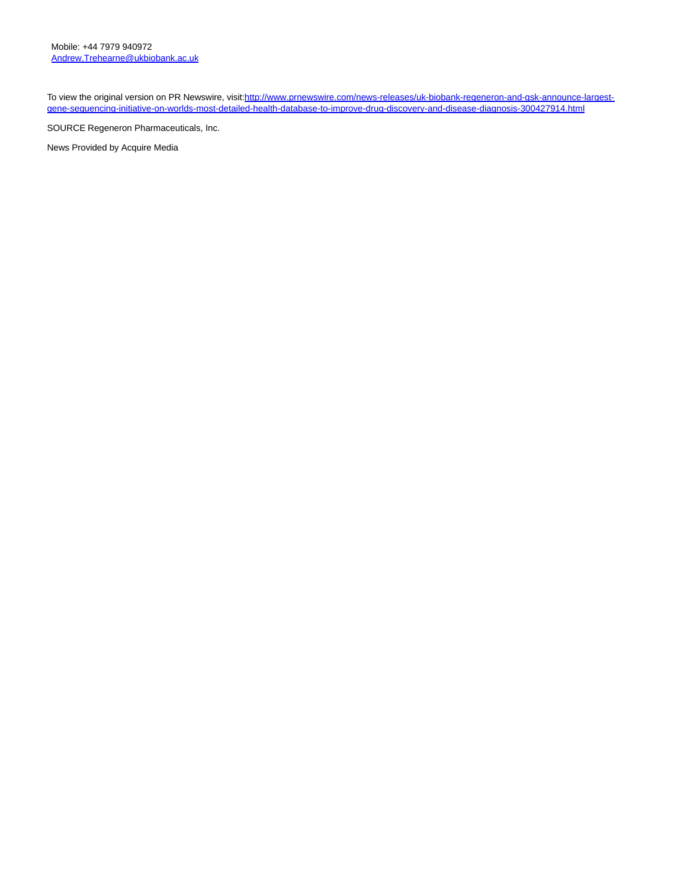Mobile: +44 7979 940972
Andrew.Trehearne@ukbiobank.ac.uk

To view the original version on PR Newswire, visit:http://www.prnewswire.com/news-releases/uk-biobank-regeneron-and-gsk-announce-largest-gene-sequencing-initiative-on-worlds-most-detailed-health-database-to-improve-drug-discovery-and-disease-diagnosis-300427914.html

SOURCE Regeneron Pharmaceuticals, Inc.

News Provided by Acquire Media